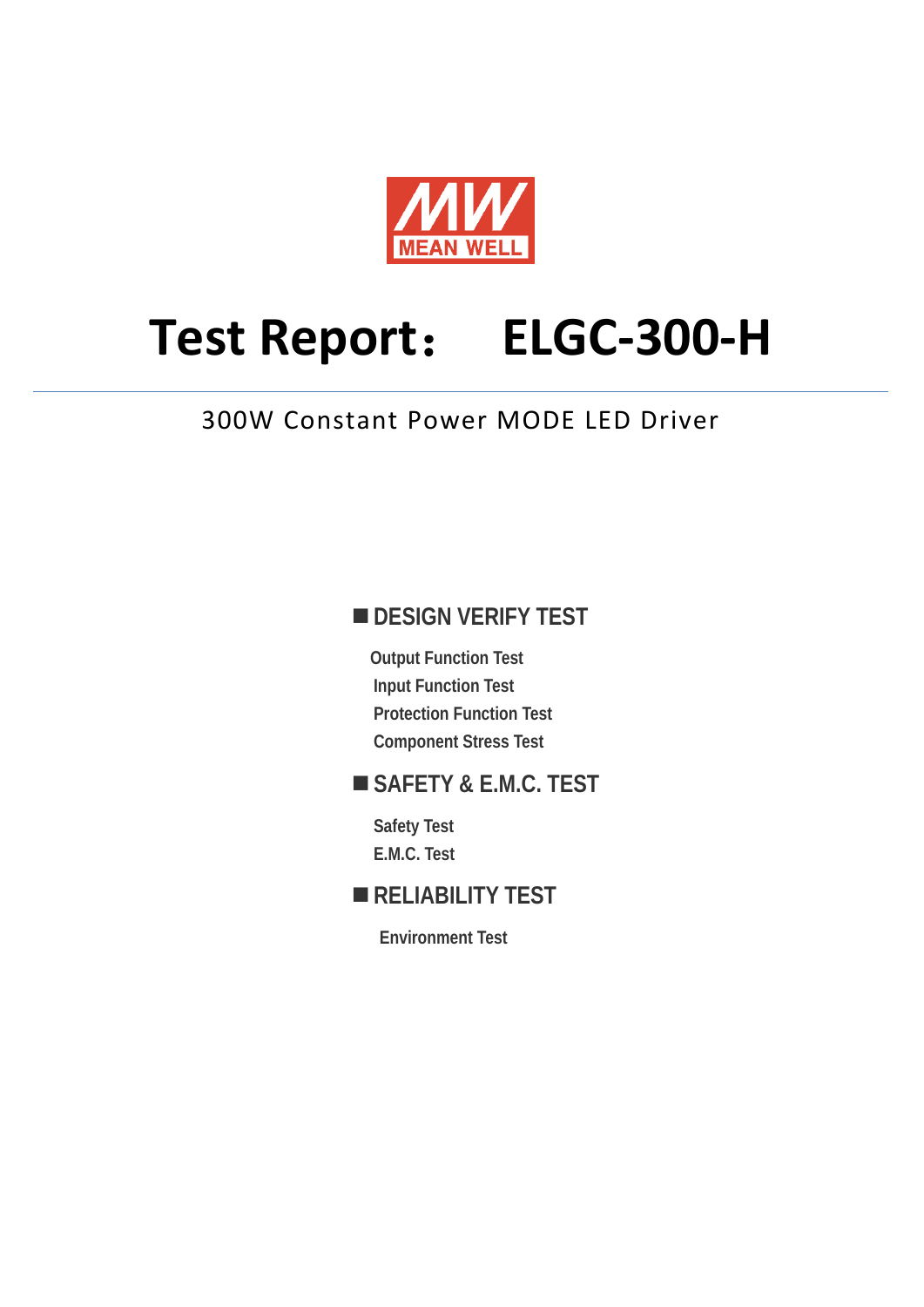MEAN WELL

# Test Report： ELGC-300-H

300W Constant Power MODE LED Driver

## ■ DESIGN VERIFY TEST

- Output Function Test
- Input Function Test
- Protection Function Test
- Component Stress Test

## ■ SAFETY & E.M.C. TEST

- Safety Test
- E.M.C. Test

## ■ RELIABILITY TEST

- Environment Test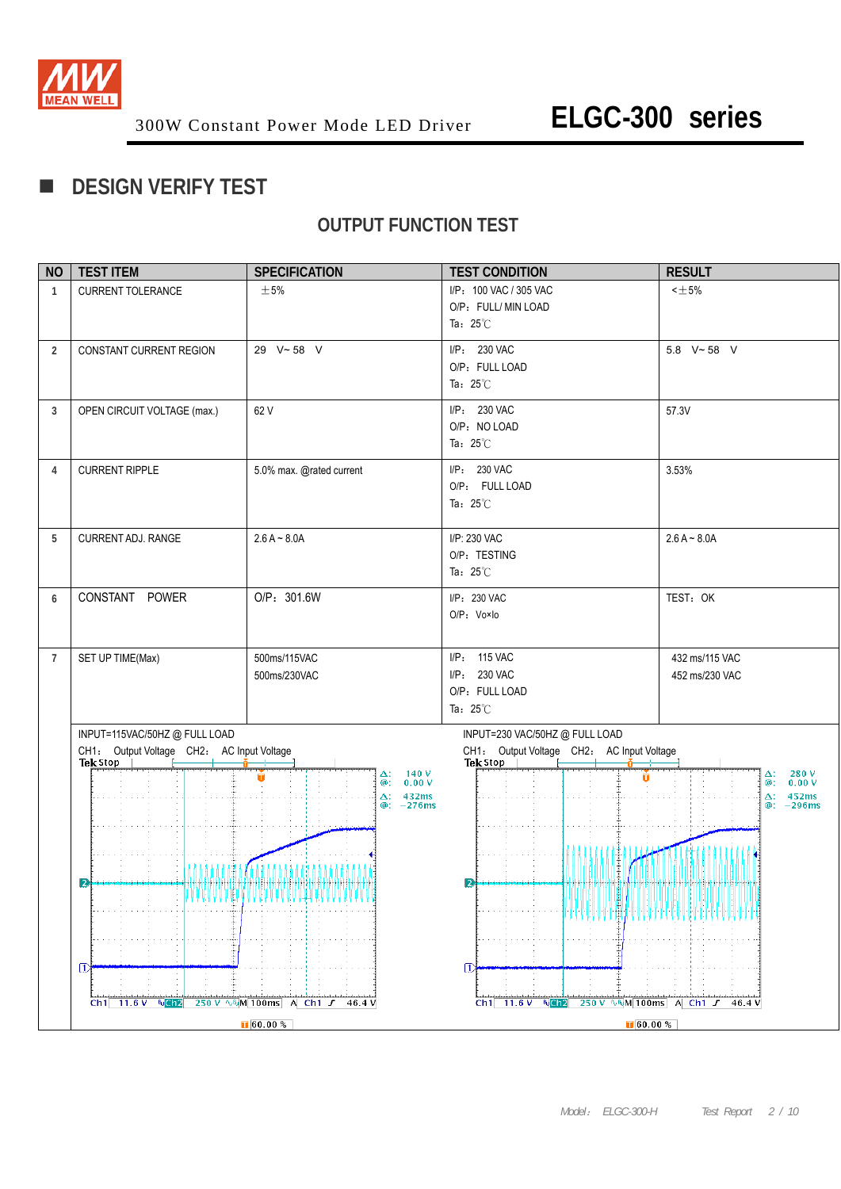300W Constant Power Mode LED Driver

# ELGC-300 series

## DESIGN VERIFY TEST

### OUTPUT FUNCTION TEST

| NO | TEST ITEM | SPECIFICATION | TEST CONDITION | RESULT |
|---|---|---|---|---|
| 1 | CURRENT TOLERANCE | ±5% | I/P：100 VAC / 305 VAC<br>O/P：FULL/ MIN LOAD<br>Ta：25℃ | <±5% |
| 2 | CONSTANT CURRENT REGION | 29 V~ 58 V | I/P： 230 VAC<br>O/P：FULL LOAD<br>Ta：25℃ | 5.8 V~ 58 V |
| 3 | OPEN CIRCUIT VOLTAGE (max.) | 62 V | I/P： 230 VAC<br>O/P：NO LOAD<br>Ta：25℃ | 57.3V |
| 4 | CURRENT RIPPLE | 5.0% max. @rated current | I/P： 230 VAC<br>O/P： FULL LOAD<br>Ta：25℃ | 3.53% |
| 5 | CURRENT ADJ. RANGE | 2.6 A ~ 8.0A | I/P: 230 VAC<br>O/P：TESTING<br>Ta：25℃ | 2.6 A ~ 8.0A |
| 6 | CONSTANT POWER | O/P：301.6W | I/P：230 VAC<br>O/P：Vo×Io | TEST：OK |
| 7 | SET UP TIME(Max) | 500ms/115VAC<br>500ms/230VAC | I/P： 115 VAC<br>I/P： 230 VAC<br>O/P：FULL LOAD<br>Ta：25℃ | 432 ms/115 VAC<br>452 ms/230 VAC |

INPUT=115VAC/50HZ @ FULL LOAD
CH1： Output Voltage CH2： AC Input Voltage

INPUT=230 VAC/50HZ @ FULL LOAD
CH1： Output Voltage CH2： AC Input Voltage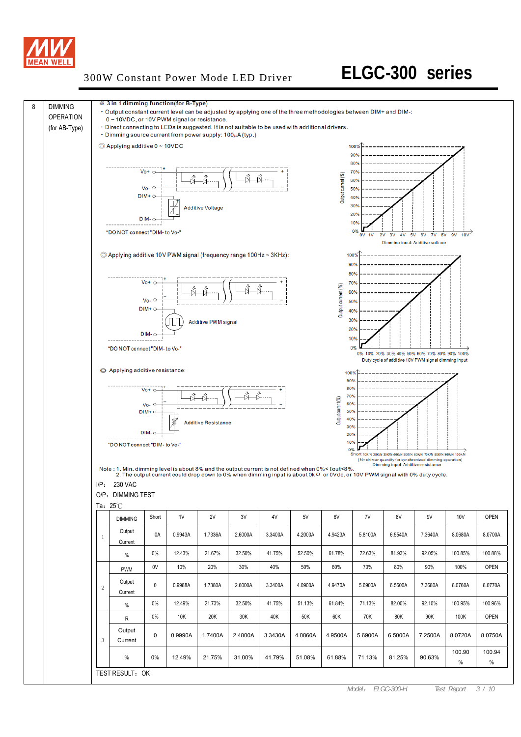# ELGC-300 series

300W Constant Power Mode LED Driver

**8 DIMMING OPERATION (for AB-Type)**

※ **3 in 1 dimming function(for B-Type)**

- Output constant current level can be adjusted by applying one of the three methodologies between DIM+ and DIM-: 0 ~ 10VDC, or 10V PWM signal or resistance.
- Direct connecting to LEDs is suggested. It is not suitable to be used with additional drivers.
- Dimming source current from power supply: 100μA (typ.)

◎ Applying additive 0 ~ 10VDC

Vo+, Vo-, DIM+, DIM-, Additive Voltage

"DO NOT connect "DIM- to Vo-"

Output current (%) vs. Dimming input: Additive voltage (0V–10V)

◎ Applying additive 10V PWM signal (frequency range 100Hz ~ 3KHz):

Vo+, Vo-, DIM+, DIM-, Additive PWM signal

"DO NOT connect "DIM- to Vo-"

Output current (%) vs. Duty cycle of additive 10V PWM signal dimming input (0%–100%)

◎ Applying additive resistance:

Vo+, Vo-, DIM+, DIM-, Additive Resistance

"DO NOT connect "DIM- to Vo-"

Output current (%) vs. Dimming input: Additive resistance (Short, 10K/N, 20K/N, 30K/N, 40K/N, 50K/N, 60K/N, 70K/N, 80K/N, 90K/N, 100K/N)
(N=driver quantity for synchronized dimming operation)

Note : 1. Min. dimming level is about 8% and the output current is not defined when 0%< Iout<8%.
2. The output current could drop down to 0% when dimming input is about 0kΩ or 0Vdc, or 10V PWM signal with 0% duty cycle.

I/P: 230 VAC

O/P: DIMMING TEST

Ta: 25℃

| | DIMMING | Short | 1V | 2V | 3V | 4V | 5V | 6V | 7V | 8V | 9V | 10V | OPEN |
|---|---|---|---|---|---|---|---|---|---|---|---|---|---|
| 1 | Output Current | 0A | 0.9943A | 1.7336A | 2.6000A | 3.3400A | 4.2000A | 4.9423A | 5.8100A | 6.5540A | 7.3640A | 8.0680A | 8.0700A |
| | % | 0% | 12.43% | 21.67% | 32.50% | 41.75% | 52.50% | 61.78% | 72.63% | 81.93% | 92.05% | 100.85% | 100.88% |
| | PWM | 0V | 10% | 20% | 30% | 40% | 50% | 60% | 70% | 80% | 90% | 100% | OPEN |
| 2 | Output Current | 0 | 0.9988A | 1.7380A | 2.6000A | 3.3400A | 4.0900A | 4.9470A | 5.6900A | 6.5600A | 7.3680A | 8.0760A | 8.0770A |
| | % | 0% | 12.49% | 21.73% | 32.50% | 41.75% | 51.13% | 61.84% | 71.13% | 82.00% | 92.10% | 100.95% | 100.96% |
| | R | 0% | 10K | 20K | 30K | 40K | 50K | 60K | 70K | 80K | 90K | 100K | OPEN |
| 3 | Output Current | 0 | 0.9990A | 1.7400A | 2.4800A | 3.3430A | 4.0860A | 4.9500A | 5.6900A | 6.5000A | 7.2500A | 8.0720A | 8.0750A |
| | % | 0% | 12.49% | 21.75% | 31.00% | 41.79% | 51.08% | 61.88% | 71.13% | 81.25% | 90.63% | 100.90 % | 100.94 % |

TEST RESULT: OK

Model: ELGC-300-H Test Report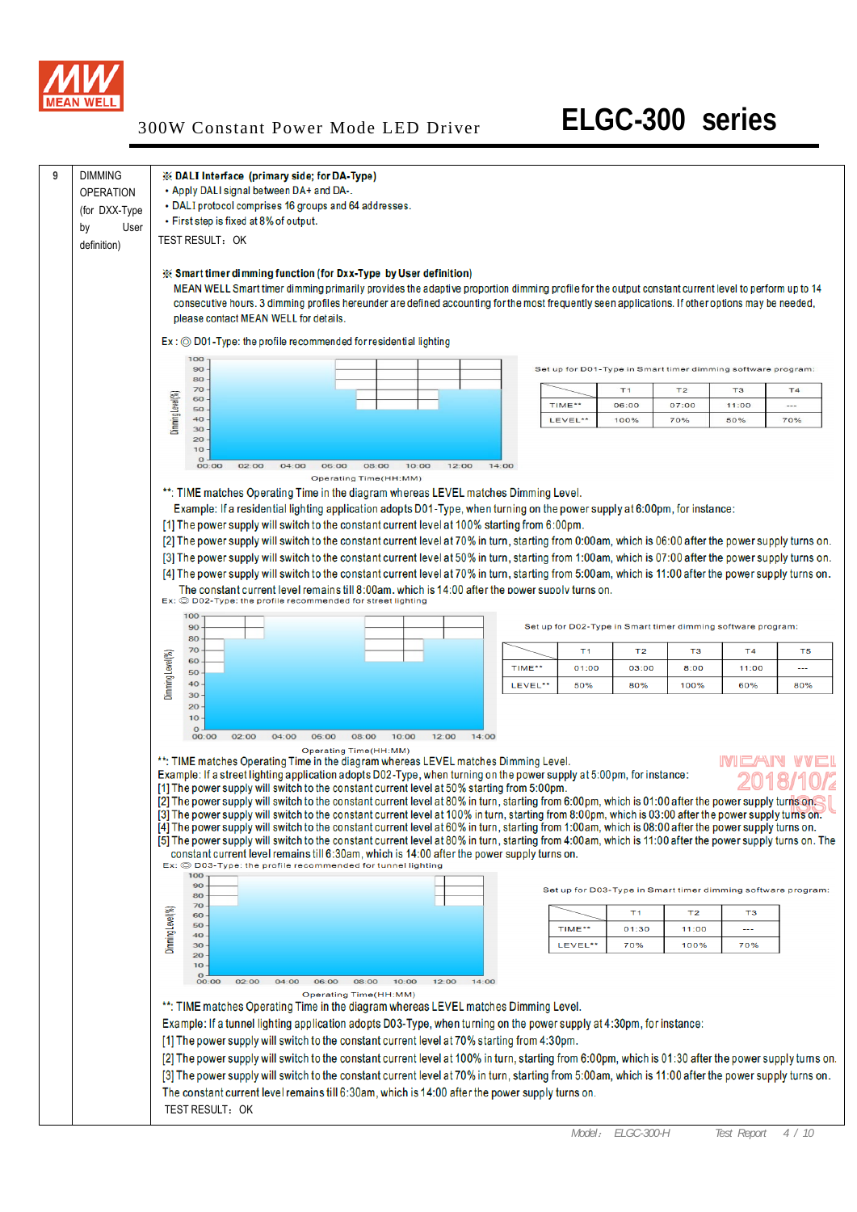# 300W Constant Power Mode LED Driver — ELGC-300 series

| 9 | DIMMING OPERATION (for DXX-Type by User definition) | |
|---|---|---|

**9 DIMMING OPERATION (for DXX-Type by User definition)**

※ **DALI Interface (primary side; for DA-Type)**

- Apply DALI signal between DA+ and DA-.
- DALI protocol comprises 16 groups and 64 addresses.
- First step is fixed at 8% of output.

TEST RESULT：OK

※ **Smart timer dimming function (for Dxx-Type by User definition)**

MEAN WELL Smart timer dimming primarily provides the adaptive proportion dimming profile for the output constant current level to perform up to 14 consecutive hours. 3 dimming profiles hereunder are defined accounting for the most frequently seen applications. If other options may be needed, please contact MEAN WELL for details.

Ex : ◎ D01-Type: the profile recommended for residential lighting

Set up for D01-Type in Smart timer dimming software program:

| | T1 | T2 | T3 | T4 |
|---|---|---|---|---|
| TIME** | 06:00 | 07:00 | 11:00 | --- |
| LEVEL** | 100% | 70% | 50% | 70% |

Operating Time(HH:MM)

**: TIME matches Operating Time in the diagram whereas LEVEL matches Dimming Level.

Example: If a residential lighting application adopts D01-Type, when turning on the power supply at 6:00pm, for instance:

[1] The power supply will switch to the constant current level at 100% starting from 6:00pm.

[2] The power supply will switch to the constant current level at 70% in turn, starting from 0:00am, which is 06:00 after the power supply turns on.

[3] The power supply will switch to the constant current level at 50% in turn, starting from 1:00am, which is 07:00 after the power supply turns on.

[4] The power supply will switch to the constant current level at 70% in turn, starting from 5:00am, which is 11:00 after the power supply turns on. The constant current level remains till 8:00am. which is 14:00 after the power supply turns on.

Ex: ◎ D02-Type: the profile recommended for street lighting

Set up for D02-Type in Smart timer dimming software program:

| | T1 | T2 | T3 | T4 | T5 |
|---|---|---|---|---|---|
| TIME** | 01:00 | 03:00 | 8:00 | 11:00 | --- |
| LEVEL** | 50% | 80% | 100% | 60% | 80% |

Operating Time(HH:MM)

**: TIME matches Operating Time in the diagram whereas LEVEL matches Dimming Level.

Example: If a street lighting application adopts D02-Type, when turning on the power supply at 5:00pm, for instance:

[1] The power supply will switch to the constant current level at 50% starting from 5:00pm.

[2] The power supply will switch to the constant current level at 80% in turn, starting from 6:00pm, which is 01:00 after the power supply turns on.

[3] The power supply will switch to the constant current level at 100% in turn, starting from 8:00pm, which is 03:00 after the power supply turns on.

[4] The power supply will switch to the constant current level at 60% in turn, starting from 1:00am, which is 08:00 after the power supply turns on.

[5] The power supply will switch to the constant current level at 80% in turn, starting from 4:00am, which is 11:00 after the power supply turns on. The constant current level remains till 6:30am, which is 14:00 after the power supply turns on.

Ex: ◎ D03-Type: the profile recommended for tunnel lighting

Set up for D03-Type in Smart timer dimming software program:

| | T1 | T2 | T3 |
|---|---|---|---|
| TIME** | 01:30 | 11:00 | --- |
| LEVEL** | 70% | 100% | 70% |

Operating Time(HH:MM)

**: TIME matches Operating Time in the diagram whereas LEVEL matches Dimming Level.

Example: If a tunnel lighting application adopts D03-Type, when turning on the power supply at 4:30pm, for instance:

[1] The power supply will switch to the constant current level at 70% starting from 4:30pm.

[2] The power supply will switch to the constant current level at 100% in turn, starting from 6:00pm, which is 01:30 after the power supply turns on.

[3] The power supply will switch to the constant current level at 70% in turn, starting from 5:00am, which is 11:00 after the power supply turns on. The constant current level remains till 6:30am, which is 14:00 after the power supply turns on.

TEST RESULT：OK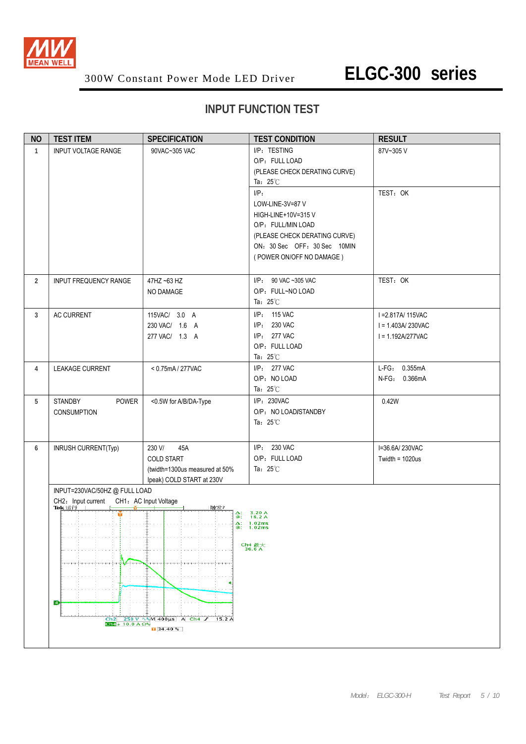300W Constant Power Mode LED Driver

# ELGC-300 series

## INPUT FUNCTION TEST

| NO | TEST ITEM | SPECIFICATION | TEST CONDITION | RESULT |
|---|---|---|---|---|
| 1 | INPUT VOLTAGE RANGE | 90VAC~305 VAC | I/P：TESTING<br>O/P：FULL LOAD<br>(PLEASE CHECK DERATING CURVE)<br>Ta：25℃ | 87V~305 V |
| | | | I/P:<br>LOW-LINE-3V=87 V<br>HIGH-LINE+10V=315 V<br>O/P：FULL/MIN LOAD<br>(PLEASE CHECK DERATING CURVE)<br>ON：30 Sec OFF：30 Sec 10MIN<br>( POWER ON/OFF NO DAMAGE ) | TEST：OK |
| 2 | INPUT FREQUENCY RANGE | 47HZ ~63 HZ<br>NO DAMAGE | I/P： 90 VAC ~305 VAC<br>O/P：FULL~NO LOAD<br>Ta：25℃ | TEST：OK |
| 3 | AC CURRENT | 115VAC/ 3.0 A<br>230 VAC/ 1.6 A<br>277 VAC/ 1.3 A | I/P： 115 VAC<br>I/P： 230 VAC<br>I/P： 277 VAC<br>O/P：FULL LOAD<br>Ta：25℃ | I =2.817A/ 115VAC<br>I = 1.403A/ 230VAC<br>I = 1.192A/277VAC |
| 4 | LEAKAGE CURRENT | < 0.75mA / 277VAC | I/P： 277 VAC<br>O/P：NO LOAD<br>Ta：25℃ | L-FG： 0.355mA<br>N-FG： 0.366mA |
| 5 | STANDBY POWER CONSUMPTION | <0.5W for A/B/DA-Type | I/P：230VAC<br>O/P：NO LOAD/STANDBY<br>Ta：25℃ | 0.42W |
| 6 | INRUSH CURRENT(Typ) | 230 V/ 45A<br>COLD START<br>(twidth=1300us measured at 50% Ipeak) COLD START at 230V | I/P： 230 VAC<br>O/P：FULL LOAD<br>Ta：25℃ | I=36.6A/ 230VAC<br>Twidth = 1020us |

INPUT=230VAC/50HZ @ FULL LOAD

CH2：Input current CH1：AC Input Voltage

Tek 运行 触发?

Δ: 3.20 A
@: 18.2 A
Δ: 1.02ms
@: 1.02ms

Ch4 最大
36.6 A

Ch2 250 V M 400μs A Ch4 15.2 A
Ch4 10.0 A Ω
34.40 %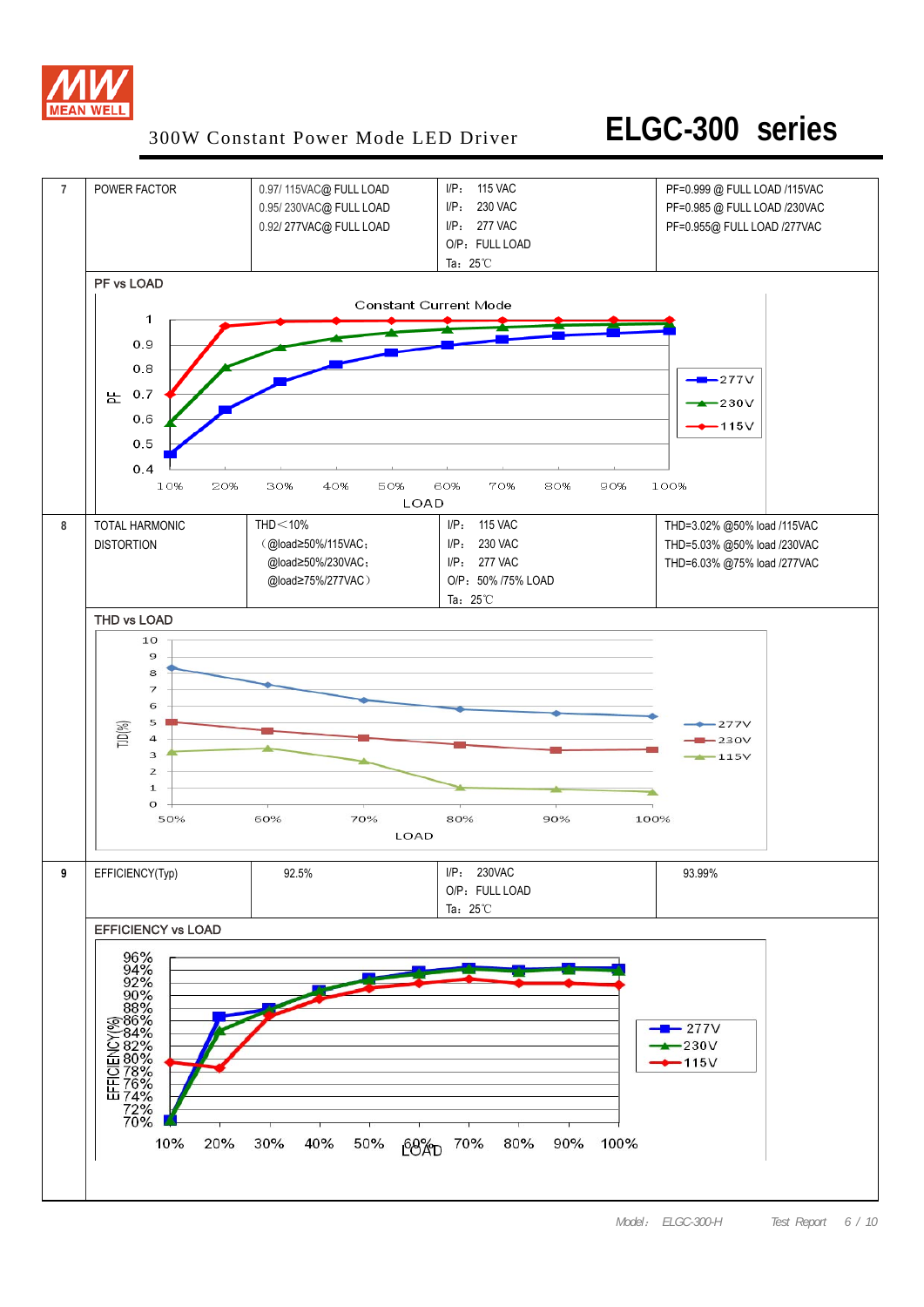300W Constant Power Mode LED Driver

# ELGC-300 series

| 7 | POWER FACTOR | 0.97/ 115VAC@ FULL LOAD<br>0.95/ 230VAC@ FULL LOAD<br>0.92/ 277VAC@ FULL LOAD | I/P: 115 VAC<br>I/P: 230 VAC<br>I/P: 277 VAC<br>O/P: FULL LOAD<br>Ta: 25℃ | PF=0.999 @ FULL LOAD /115VAC<br>PF=0.985 @ FULL LOAD /230VAC<br>PF=0.955@ FULL LOAD /277VAC |
|---|---|---|---|---|

PF vs LOAD

Constant Current Mode

| LOAD | 10% | 20% | 30% | 40% | 50% | 60% | 70% | 80% | 90% | 100% |
|---|---|---|---|---|---|---|---|---|---|---|

PF axis: 0.4 – 1; legend: 277V, 230V, 115V

| 8 | TOTAL HARMONIC DISTORTION | THD＜10%<br>（@load≥50%/115VAC;<br>@load≥50%/230VAC;<br>@load≥75%/277VAC） | I/P: 115 VAC<br>I/P: 230 VAC<br>I/P: 277 VAC<br>O/P: 50% /75% LOAD<br>Ta: 25℃ | THD=3.02% @50% load /115VAC<br>THD=5.03% @50% load /230VAC<br>THD=6.03% @75% load /277VAC |
|---|---|---|---|---|

THD vs LOAD

| LOAD | 50% | 60% | 70% | 80% | 90% | 100% |
|---|---|---|---|---|---|---|

THD(%) axis: 0 – 10; legend: 277V, 230V, 115V

| 9 | EFFICIENCY(Typ) | 92.5% | I/P: 230VAC<br>O/P: FULL LOAD<br>Ta: 25℃ | 93.99% |
|---|---|---|---|---|

EFFICIENCY vs LOAD

| LOAD | 10% | 20% | 30% | 40% | 50% | 60% | 70% | 80% | 90% | 100% |
|---|---|---|---|---|---|---|---|---|---|---|

EFFICIENCY(%) axis: 70% – 96%; legend: 277V, 230V, 115V

Model: ELGC-300-H Test Report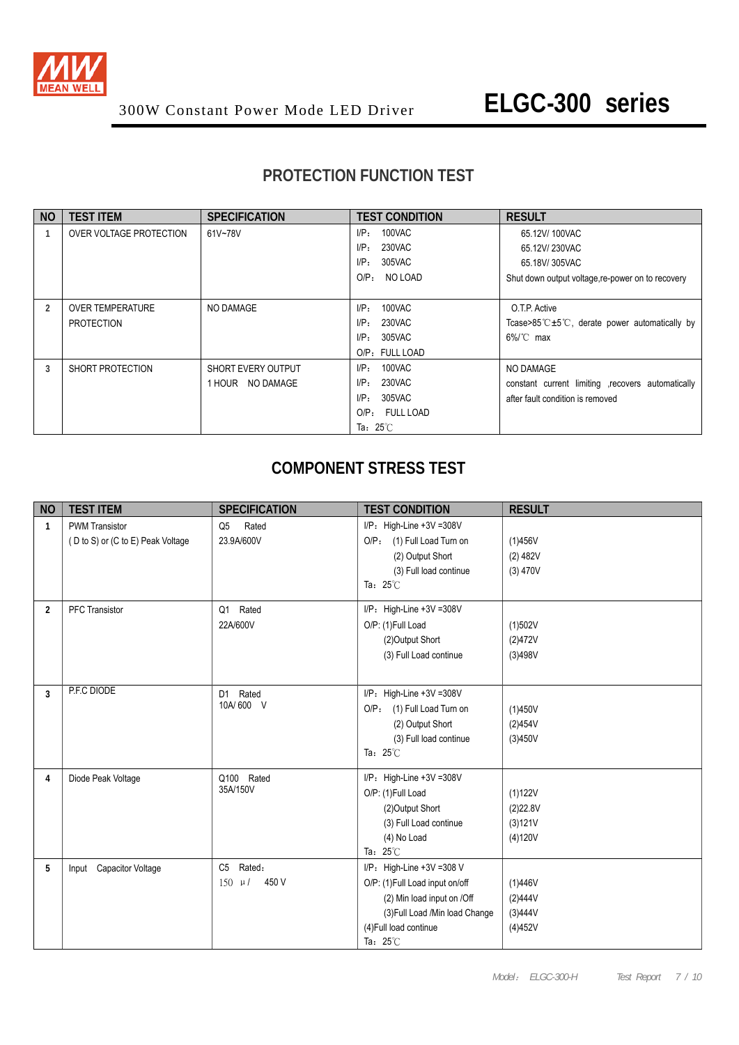300W Constant Power Mode LED Driver

# ELGC-300 series

## PROTECTION FUNCTION TEST

| NO | TEST ITEM | SPECIFICATION | TEST CONDITION | RESULT |
|---|---|---|---|---|
| 1 | OVER VOLTAGE PROTECTION | 61V~78V | I/P： 100VAC<br>I/P： 230VAC<br>I/P： 305VAC<br>O/P： NO LOAD | 65.12V/ 100VAC<br>65.12V/ 230VAC<br>65.18V/ 305VAC<br>Shut down output voltage,re-power on to recovery |
| 2 | OVER TEMPERATURE PROTECTION | NO DAMAGE | I/P： 100VAC<br>I/P： 230VAC<br>I/P： 305VAC<br>O/P： FULL LOAD | O.T.P. Active<br>Tcase>85℃±5℃, derate power automatically by 6%/℃ max |
| 3 | SHORT PROTECTION | SHORT EVERY OUTPUT<br>1 HOUR NO DAMAGE | I/P： 100VAC<br>I/P： 230VAC<br>I/P： 305VAC<br>O/P： FULL LOAD<br>Ta：25℃ | NO DAMAGE<br>constant current limiting ,recovers automatically after fault condition is removed |

## COMPONENT STRESS TEST

| NO | TEST ITEM | SPECIFICATION | TEST CONDITION | RESULT |
|---|---|---|---|---|
| 1 | PWM Transistor<br>( D to S) or (C to E) Peak Voltage | Q5 Rated<br>23.9A/600V | I/P：High-Line +3V =308V<br>O/P： (1) Full Load Turn on<br>(2) Output Short<br>(3) Full load continue<br>Ta：25℃ | (1)456V<br>(2) 482V<br>(3) 470V |
| 2 | PFC Transistor | Q1 Rated<br>22A/600V | I/P：High-Line +3V =308V<br>O/P: (1)Full Load<br>(2)Output Short<br>(3) Full Load continue | (1)502V<br>(2)472V<br>(3)498V |
| 3 | P.F.C DIODE | D1 Rated<br>10A/ 600 V | I/P：High-Line +3V =308V<br>O/P： (1) Full Load Turn on<br>(2) Output Short<br>(3) Full load continue<br>Ta：25℃ | (1)450V<br>(2)454V<br>(3)450V |
| 4 | Diode Peak Voltage | Q100 Rated<br>35A/150V | I/P：High-Line +3V =308V<br>O/P: (1)Full Load<br>(2)Output Short<br>(3) Full Load continue<br>(4) No Load<br>Ta：25℃ | (1)122V<br>(2)22.8V<br>(3)121V<br>(4)120V |
| 5 | Input Capacitor Voltage | C5 Rated：<br>150 μ/ 450 V | I/P：High-Line +3V =308 V<br>O/P: (1)Full Load input on/off<br>(2) Min load input on /Off<br>(3)Full Load /Min load Change<br>(4)Full load continue<br>Ta：25℃ | (1)446V<br>(2)444V<br>(3)444V<br>(4)452V |

Model：ELGC-300-H Test Report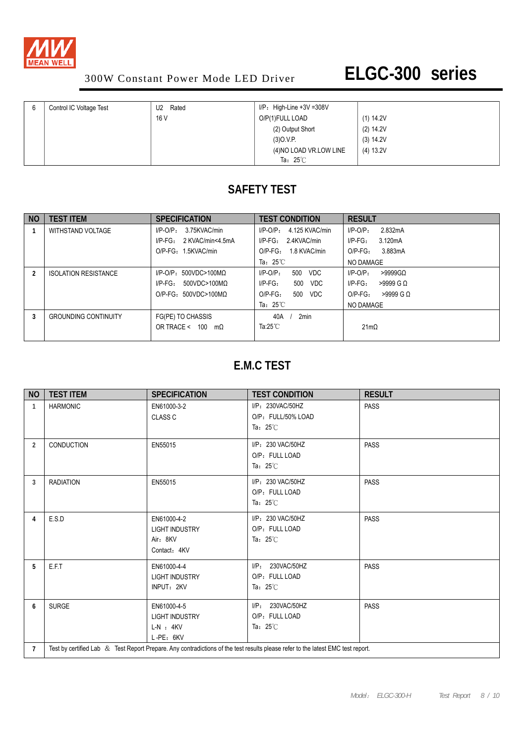# 300W Constant Power Mode LED Driver — ELGC-300 series

| 6 | Control IC Voltage Test | U2 Rated<br>16 V | I/P：High-Line +3V =308V<br>O/P(1)FULL LOAD<br>(2) Output Short<br>(3)O.V.P.<br>(4)NO LOAD VR.LOW LINE<br>Ta：25℃ | (1) 14.2V<br>(2) 14.2V<br>(3) 14.2V<br>(4) 13.2V |
|---|---|---|---|---|

## SAFETY TEST

| NO | TEST ITEM | SPECIFICATION | TEST CONDITION | RESULT |
|---|---|---|---|---|
| 1 | WITHSTAND VOLTAGE | I/P-O/P： 3.75KVAC/min<br>I/P-FG： 2 KVAC/min<4.5mA<br>O/P-FG：1.5KVAC/min | I/P-O/P： 4.125 KVAC/min<br>I/P-FG： 2.4KVAC/min<br>O/P-FG： 1.8 KVAC/min<br>Ta：25℃ | I/P-O/P： 2.832mA<br>I/P-FG： 3.120mA<br>O/P-FG： 3.883mA<br>NO DAMAGE |
| 2 | ISOLATION RESISTANCE | I/P-O/P：500VDC>100MΩ<br>I/P-FG： 500VDC>100MΩ<br>O/P-FG：500VDC>100MΩ | I/P-O/P： 500 VDC<br>I/P-FG： 500 VDC<br>O/P-FG： 500 VDC<br>Ta：25℃ | I/P-O/P： >9999GΩ<br>I/P-FG： >9999 G Ω<br>O/P-FG： >9999 G Ω<br>NO DAMAGE |
| 3 | GROUNDING CONTINUITY | FG(PE) TO CHASSIS<br>OR TRACE < 100 mΩ | 40A / 2min<br>Ta:25℃ | 21mΩ |

## E.M.C TEST

| NO | TEST ITEM | SPECIFICATION | TEST CONDITION | RESULT |
|---|---|---|---|---|
| 1 | HARMONIC | EN61000-3-2<br>CLASS C | I/P：230VAC/50HZ<br>O/P：FULL/50% LOAD<br>Ta：25℃ | PASS |
| 2 | CONDUCTION | EN55015 | I/P：230 VAC/50HZ<br>O/P：FULL LOAD<br>Ta：25℃ | PASS |
| 3 | RADIATION | EN55015 | I/P：230 VAC/50HZ<br>O/P：FULL LOAD<br>Ta：25℃ | PASS |
| 4 | E.S.D | EN61000-4-2<br>LIGHT INDUSTRY<br>Air：8KV<br>Contact：4KV | I/P：230 VAC/50HZ<br>O/P：FULL LOAD<br>Ta：25℃ | PASS |
| 5 | E.F.T | EN61000-4-4<br>LIGHT INDUSTRY<br>INPUT：2KV | I/P： 230VAC/50HZ<br>O/P：FULL LOAD<br>Ta：25℃ | PASS |
| 6 | SURGE | EN61000-4-5<br>LIGHT INDUSTRY<br>L-N ：4KV<br>L-PE：6KV | I/P： 230VAC/50HZ<br>O/P：FULL LOAD<br>Ta：25℃ | PASS |
| 7 | Test by certified Lab ＆ Test Report Prepare. Any contradictions of the test results please refer to the latest EMC test report. | | | |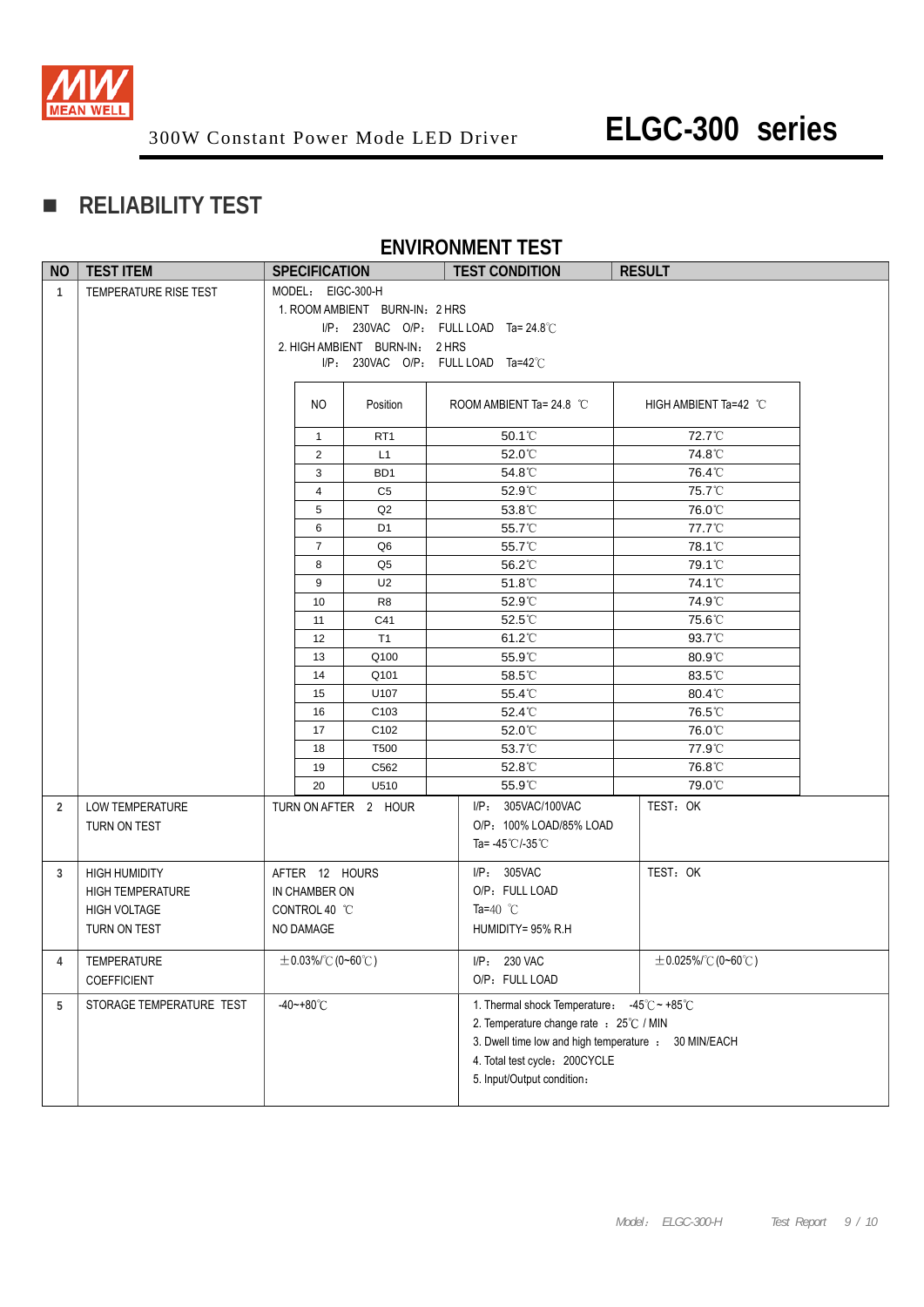## ■ RELIABILITY TEST

### ENVIRONMENT TEST

| NO | TEST ITEM | SPECIFICATION | TEST CONDITION | RESULT |
|---|---|---|---|---|
| 1 | TEMPERATURE RISE TEST | MODEL： EIGC-300-H<br>1. ROOM AMBIENT BURN-IN：2 HRS<br>I/P： 230VAC O/P： FULL LOAD Ta= 24.8℃<br>2. HIGH AMBIENT BURN-IN： 2 HRS<br>I/P： 230VAC O/P： FULL LOAD Ta=42℃ | | |

| NO | Position | ROOM AMBIENT Ta= 24.8 ℃ | HIGH AMBIENT Ta=42 ℃ |
|---|---|---|---|
| 1 | RT1 | 50.1℃ | 72.7℃ |
| 2 | L1 | 52.0℃ | 74.8℃ |
| 3 | BD1 | 54.8℃ | 76.4℃ |
| 4 | C5 | 52.9℃ | 75.7℃ |
| 5 | Q2 | 53.8℃ | 76.0℃ |
| 6 | D1 | 55.7℃ | 77.7℃ |
| 7 | Q6 | 55.7℃ | 78.1℃ |
| 8 | Q5 | 56.2℃ | 79.1℃ |
| 9 | U2 | 51.8℃ | 74.1℃ |
| 10 | R8 | 52.9℃ | 74.9℃ |
| 11 | C41 | 52.5℃ | 75.6℃ |
| 12 | T1 | 61.2℃ | 93.7℃ |
| 13 | Q100 | 55.9℃ | 80.9℃ |
| 14 | Q101 | 58.5℃ | 83.5℃ |
| 15 | U107 | 55.4℃ | 80.4℃ |
| 16 | C103 | 52.4℃ | 76.5℃ |
| 17 | C102 | 52.0℃ | 76.0℃ |
| 18 | T500 | 53.7℃ | 77.9℃ |
| 19 | C562 | 52.8℃ | 76.8℃ |
| 20 | U510 | 55.9℃ | 79.0℃ |

| NO | TEST ITEM | SPECIFICATION | TEST CONDITION | RESULT |
|---|---|---|---|---|
| 2 | LOW TEMPERATURE TURN ON TEST | TURN ON AFTER 2 HOUR | I/P： 305VAC/100VAC<br>O/P： 100% LOAD/85% LOAD<br>Ta= -45℃/-35℃ | TEST： OK |
| 3 | HIGH HUMIDITY HIGH TEMPERATURE HIGH VOLTAGE TURN ON TEST | AFTER 12 HOURS IN CHAMBER ON CONTROL 40 ℃ NO DAMAGE | I/P： 305VAC<br>O/P： FULL LOAD<br>Ta=40 ℃<br>HUMIDITY= 95% R.H | TEST： OK |
| 4 | TEMPERATURE COEFFICIENT | ±0.03%/℃ (0~60℃) | I/P： 230 VAC<br>O/P： FULL LOAD | ±0.025%/℃ (0~60℃) |
| 5 | STORAGE TEMPERATURE TEST | -40~+80℃ | 1. Thermal shock Temperature： -45℃ ~ +85℃<br>2. Temperature change rate ： 25℃ / MIN<br>3. Dwell time low and high temperature ： 30 MIN/EACH<br>4. Total test cycle： 200CYCLE<br>5. Input/Output condition： | |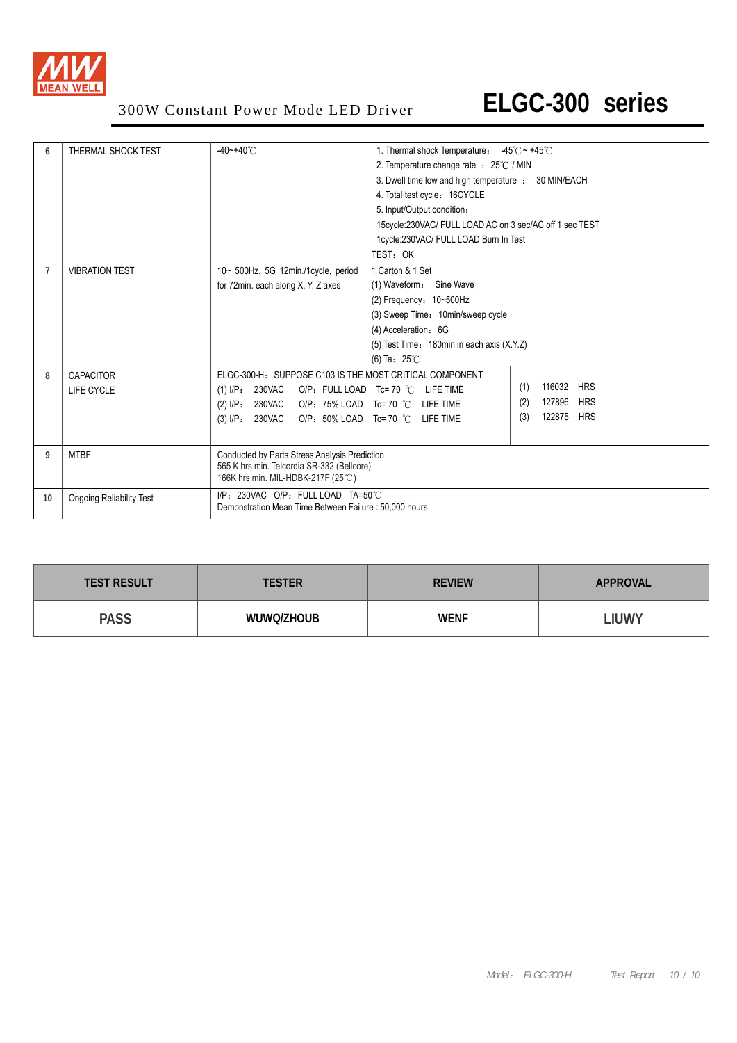| | | | | |
|---|---|---|---|---|
| 6 | THERMAL SHOCK TEST | -40~+40℃ | 1. Thermal shock Temperature: -45℃ ~ +45℃<br>2. Temperature change rate : 25℃ / MIN<br>3. Dwell time low and high temperature : 30 MIN/EACH<br>4. Total test cycle: 16CYCLE<br>5. Input/Output condition:<br>15cycle:230VAC/ FULL LOAD AC on 3 sec/AC off 1 sec TEST<br>1cycle:230VAC/ FULL LOAD Burn In Test<br>TEST: OK | |
| 7 | VIBRATION TEST | 10~ 500Hz, 5G 12min./1cycle, period for 72min. each along X, Y, Z axes | 1 Carton & 1 Set<br>(1) Waveform: Sine Wave<br>(2) Frequency: 10~500Hz<br>(3) Sweep Time: 10min/sweep cycle<br>(4) Acceleration: 6G<br>(5) Test Time: 180min in each axis (X.Y.Z)<br>(6) Ta: 25℃ | |
| 8 | CAPACITOR LIFE CYCLE | ELGC-300-H: SUPPOSE C103 IS THE MOST CRITICAL COMPONENT<br>(1) I/P: 230VAC O/P: FULL LOAD Tc= 70 ℃ LIFE TIME<br>(2) I/P: 230VAC O/P: 75% LOAD Tc= 70 ℃ LIFE TIME<br>(3) I/P: 230VAC O/P: 50% LOAD Tc= 70 ℃ LIFE TIME | | (1) 116032 HRS<br>(2) 127896 HRS<br>(3) 122875 HRS |
| 9 | MTBF | Conducted by Parts Stress Analysis Prediction<br>565 K hrs min. Telcordia SR-332 (Bellcore)<br>166K hrs min. MIL-HDBK-217F (25℃) | | |
| 10 | Ongoing Reliability Test | I/P: 230VAC O/P: FULL LOAD TA=50℃<br>Demonstration Mean Time Between Failure : 50,000 hours | | |

| TEST RESULT | TESTER | REVIEW | APPROVAL |
|---|---|---|---|
| PASS | WUWQ/ZHOUB | WENF | LIUWY |